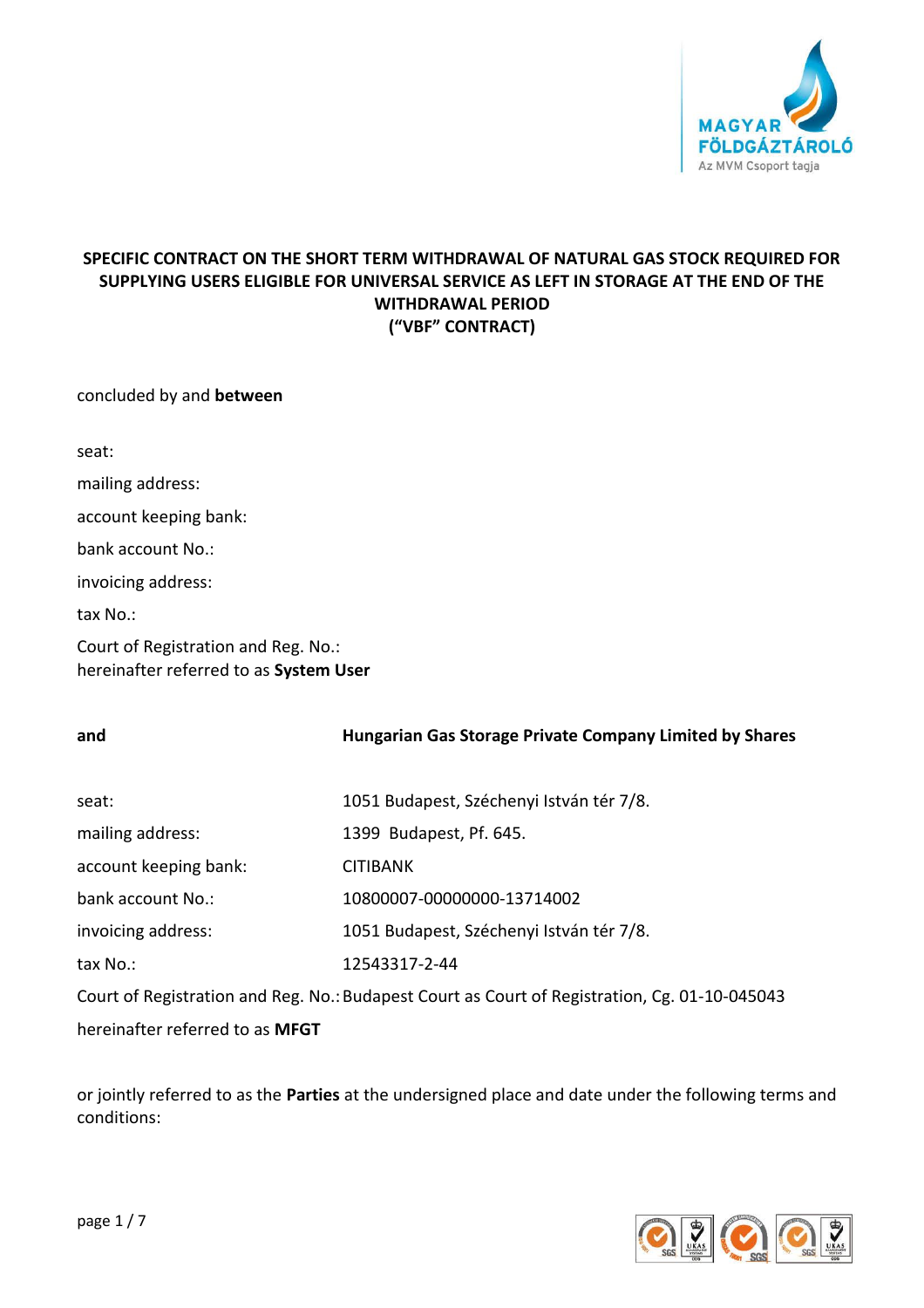# SPECIFIC CONTRACT ON THE SHORT TERM WITHDRAWAL OF NATURAL GAS STOCK REQUIRED FOR SUPPLYING USERS ELIGIBLE FOR UNIVERSAL SERVICE AS LEFT IN STORAGE AT THE END OF THE WITHDRAWAL PERIOD
# (“VBF” CONTRACT)

concluded by and **between**

seat:

mailing address:

account keeping bank:

bank account No.:

invoicing address:

tax No.:

Court of Registration and Reg. No.:
hereinafter referred to as **System User**

**and** **Hungarian Gas Storage Private Company Limited by Shares**

seat: 1051 Budapest, Széchenyi István tér 7/8.

mailing address: 1399 Budapest, Pf. 645.

account keeping bank: CITIBANK

bank account No.: 10800007-00000000-13714002

invoicing address: 1051 Budapest, Széchenyi István tér 7/8.

tax No.: 12543317-2-44

Court of Registration and Reg. No.: Budapest Court as Court of Registration, Cg. 01-10-045043

hereinafter referred to as **MFGT**

or jointly referred to as the **Parties** at the undersigned place and date under the following terms and conditions: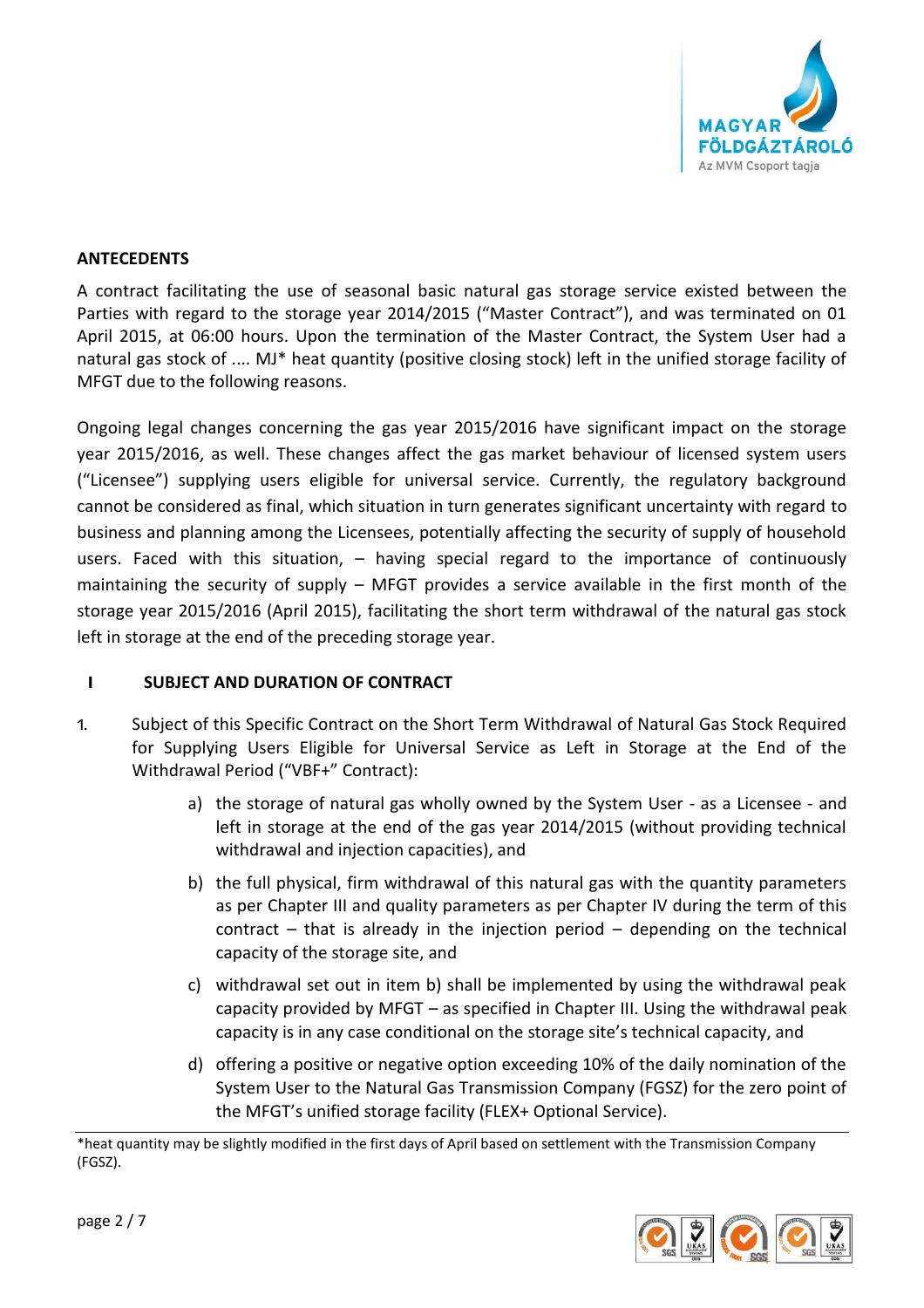**ANTECEDENTS**

A contract facilitating the use of seasonal basic natural gas storage service existed between the Parties with regard to the storage year 2014/2015 ("Master Contract"), and was terminated on 01 April 2015, at 06:00 hours. Upon the termination of the Master Contract, the System User had a natural gas stock of .... MJ* heat quantity (positive closing stock) left in the unified storage facility of MFGT due to the following reasons.

Ongoing legal changes concerning the gas year 2015/2016 have significant impact on the storage year 2015/2016, as well. These changes affect the gas market behaviour of licensed system users ("Licensee") supplying users eligible for universal service. Currently, the regulatory background cannot be considered as final, which situation in turn generates significant uncertainty with regard to business and planning among the Licensees, potentially affecting the security of supply of household users. Faced with this situation, – having special regard to the importance of continuously maintaining the security of supply – MFGT provides a service available in the first month of the storage year 2015/2016 (April 2015), facilitating the short term withdrawal of the natural gas stock left in storage at the end of the preceding storage year.

## I SUBJECT AND DURATION OF CONTRACT

1. Subject of this Specific Contract on the Short Term Withdrawal of Natural Gas Stock Required for Supplying Users Eligible for Universal Service as Left in Storage at the End of the Withdrawal Period ("VBF+" Contract):

   a) the storage of natural gas wholly owned by the System User - as a Licensee - and left in storage at the end of the gas year 2014/2015 (without providing technical withdrawal and injection capacities), and

   b) the full physical, firm withdrawal of this natural gas with the quantity parameters as per Chapter III and quality parameters as per Chapter IV during the term of this contract – that is already in the injection period – depending on the technical capacity of the storage site, and

   c) withdrawal set out in item b) shall be implemented by using the withdrawal peak capacity provided by MFGT – as specified in Chapter III. Using the withdrawal peak capacity is in any case conditional on the storage site's technical capacity, and

   d) offering a positive or negative option exceeding 10% of the daily nomination of the System User to the Natural Gas Transmission Company (FGSZ) for the zero point of the MFGT's unified storage facility (FLEX+ Optional Service).

*heat quantity may be slightly modified in the first days of April based on settlement with the Transmission Company (FGSZ).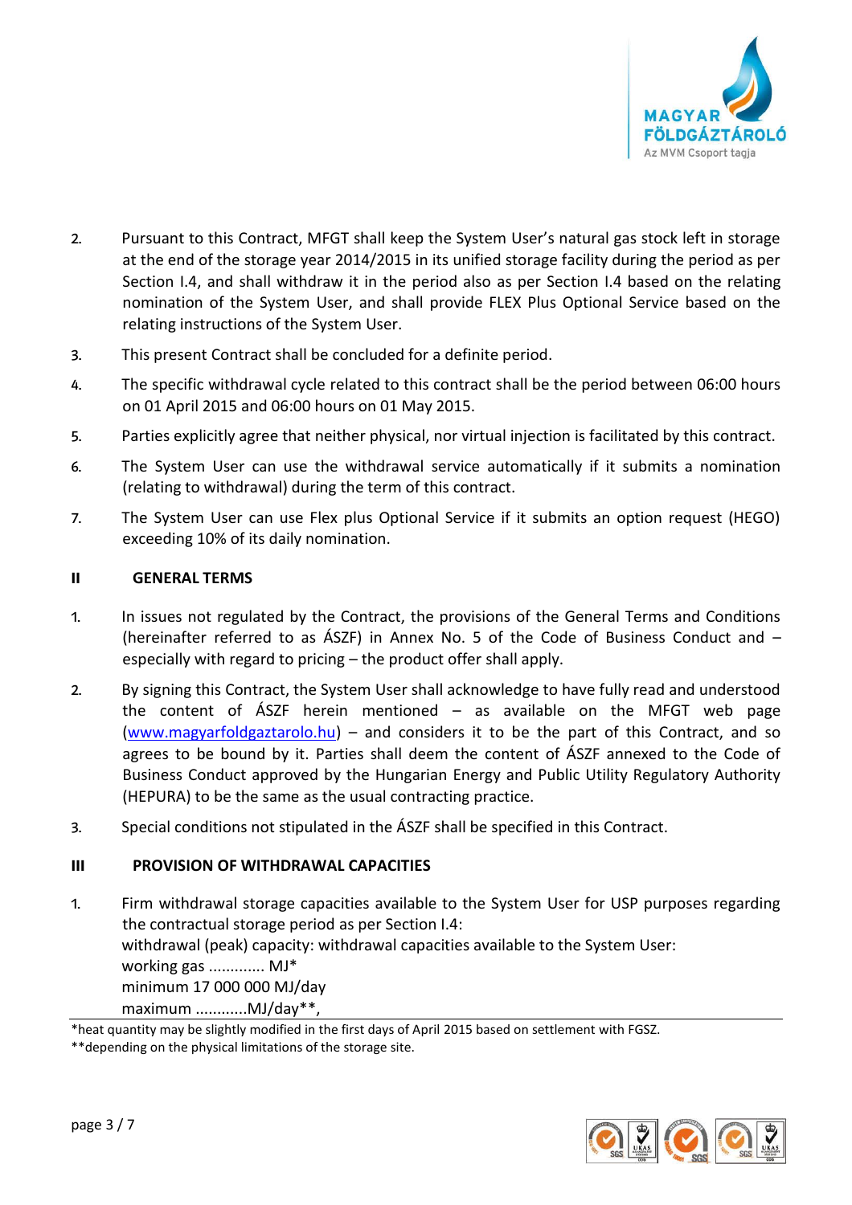2. Pursuant to this Contract, MFGT shall keep the System User's natural gas stock left in storage at the end of the storage year 2014/2015 in its unified storage facility during the period as per Section I.4, and shall withdraw it in the period also as per Section I.4 based on the relating nomination of the System User, and shall provide FLEX Plus Optional Service based on the relating instructions of the System User.

3. This present Contract shall be concluded for a definite period.

4. The specific withdrawal cycle related to this contract shall be the period between 06:00 hours on 01 April 2015 and 06:00 hours on 01 May 2015.

5. Parties explicitly agree that neither physical, nor virtual injection is facilitated by this contract.

6. The System User can use the withdrawal service automatically if it submits a nomination (relating to withdrawal) during the term of this contract.

7. The System User can use Flex plus Optional Service if it submits an option request (HEGO) exceeding 10% of its daily nomination.

## II GENERAL TERMS

1. In issues not regulated by the Contract, the provisions of the General Terms and Conditions (hereinafter referred to as ÁSZF) in Annex No. 5 of the Code of Business Conduct and – especially with regard to pricing – the product offer shall apply.

2. By signing this Contract, the System User shall acknowledge to have fully read and understood the content of ÁSZF herein mentioned – as available on the MFGT web page ([www.magyarfoldgaztarolo.hu](http://www.magyarfoldgaztarolo.hu)) – and considers it to be the part of this Contract, and so agrees to be bound by it. Parties shall deem the content of ÁSZF annexed to the Code of Business Conduct approved by the Hungarian Energy and Public Utility Regulatory Authority (HEPURA) to be the same as the usual contracting practice.

3. Special conditions not stipulated in the ÁSZF shall be specified in this Contract.

## III PROVISION OF WITHDRAWAL CAPACITIES

1. Firm withdrawal storage capacities available to the System User for USP purposes regarding the contractual storage period as per Section I.4:
   withdrawal (peak) capacity: withdrawal capacities available to the System User:
   working gas ............ MJ*
   minimum 17 000 000 MJ/day
   maximum ...........MJ/day**,

*heat quantity may be slightly modified in the first days of April 2015 based on settlement with FGSZ.

**depending on the physical limitations of the storage site.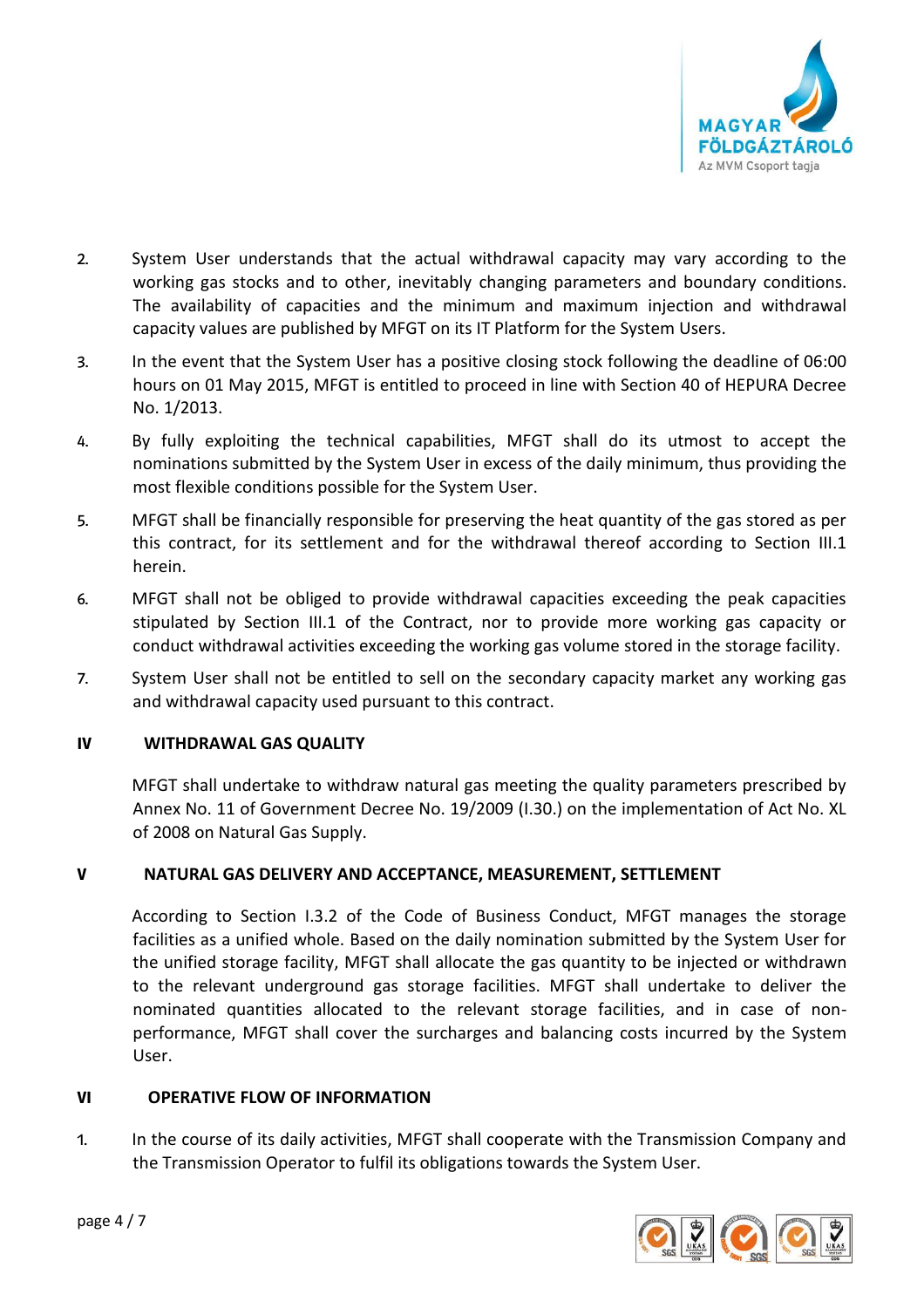2. System User understands that the actual withdrawal capacity may vary according to the working gas stocks and to other, inevitably changing parameters and boundary conditions. The availability of capacities and the minimum and maximum injection and withdrawal capacity values are published by MFGT on its IT Platform for the System Users.

3. In the event that the System User has a positive closing stock following the deadline of 06:00 hours on 01 May 2015, MFGT is entitled to proceed in line with Section 40 of HEPURA Decree No. 1/2013.

4. By fully exploiting the technical capabilities, MFGT shall do its utmost to accept the nominations submitted by the System User in excess of the daily minimum, thus providing the most flexible conditions possible for the System User.

5. MFGT shall be financially responsible for preserving the heat quantity of the gas stored as per this contract, for its settlement and for the withdrawal thereof according to Section III.1 herein.

6. MFGT shall not be obliged to provide withdrawal capacities exceeding the peak capacities stipulated by Section III.1 of the Contract, nor to provide more working gas capacity or conduct withdrawal activities exceeding the working gas volume stored in the storage facility.

7. System User shall not be entitled to sell on the secondary capacity market any working gas and withdrawal capacity used pursuant to this contract.

## IV WITHDRAWAL GAS QUALITY

MFGT shall undertake to withdraw natural gas meeting the quality parameters prescribed by Annex No. 11 of Government Decree No. 19/2009 (I.30.) on the implementation of Act No. XL of 2008 on Natural Gas Supply.

## V NATURAL GAS DELIVERY AND ACCEPTANCE, MEASUREMENT, SETTLEMENT

According to Section I.3.2 of the Code of Business Conduct, MFGT manages the storage facilities as a unified whole. Based on the daily nomination submitted by the System User for the unified storage facility, MFGT shall allocate the gas quantity to be injected or withdrawn to the relevant underground gas storage facilities. MFGT shall undertake to deliver the nominated quantities allocated to the relevant storage facilities, and in case of non-performance, MFGT shall cover the surcharges and balancing costs incurred by the System User.

## VI OPERATIVE FLOW OF INFORMATION

1. In the course of its daily activities, MFGT shall cooperate with the Transmission Company and the Transmission Operator to fulfil its obligations towards the System User.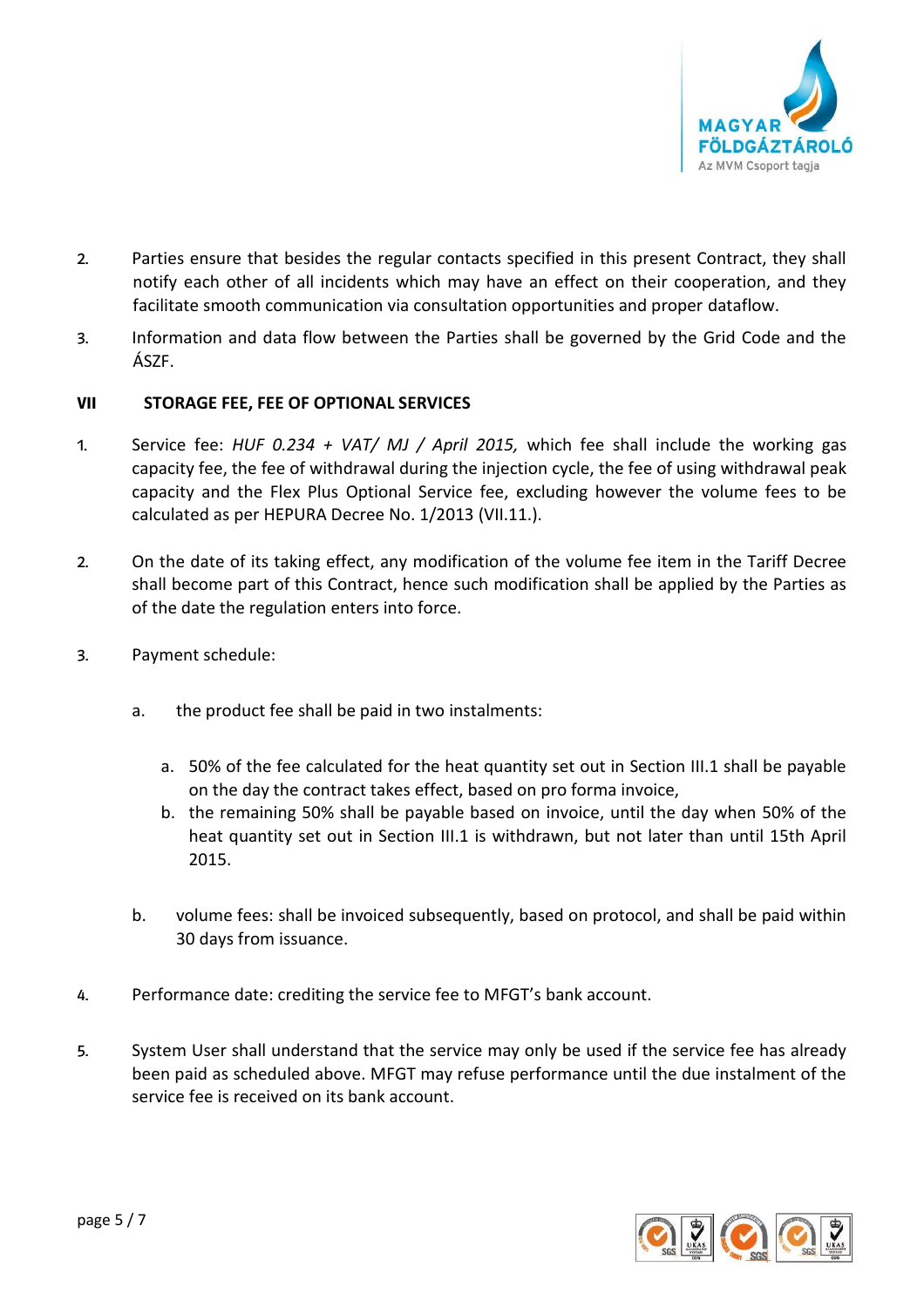2. Parties ensure that besides the regular contacts specified in this present Contract, they shall notify each other of all incidents which may have an effect on their cooperation, and they facilitate smooth communication via consultation opportunities and proper dataflow.

3. Information and data flow between the Parties shall be governed by the Grid Code and the ÁSZF.

## VII STORAGE FEE, FEE OF OPTIONAL SERVICES

1. Service fee: *HUF 0.234 + VAT/ MJ / April 2015,* which fee shall include the working gas capacity fee, the fee of withdrawal during the injection cycle, the fee of using withdrawal peak capacity and the Flex Plus Optional Service fee, excluding however the volume fees to be calculated as per HEPURA Decree No. 1/2013 (VII.11.).

2. On the date of its taking effect, any modification of the volume fee item in the Tariff Decree shall become part of this Contract, hence such modification shall be applied by the Parties as of the date the regulation enters into force.

3. Payment schedule:

   a. the product fee shall be paid in two instalments:

      a. 50% of the fee calculated for the heat quantity set out in Section III.1 shall be payable on the day the contract takes effect, based on pro forma invoice,
      b. the remaining 50% shall be payable based on invoice, until the day when 50% of the heat quantity set out in Section III.1 is withdrawn, but not later than until 15th April 2015.

   b. volume fees: shall be invoiced subsequently, based on protocol, and shall be paid within 30 days from issuance.

4. Performance date: crediting the service fee to MFGT's bank account.

5. System User shall understand that the service may only be used if the service fee has already been paid as scheduled above. MFGT may refuse performance until the due instalment of the service fee is received on its bank account.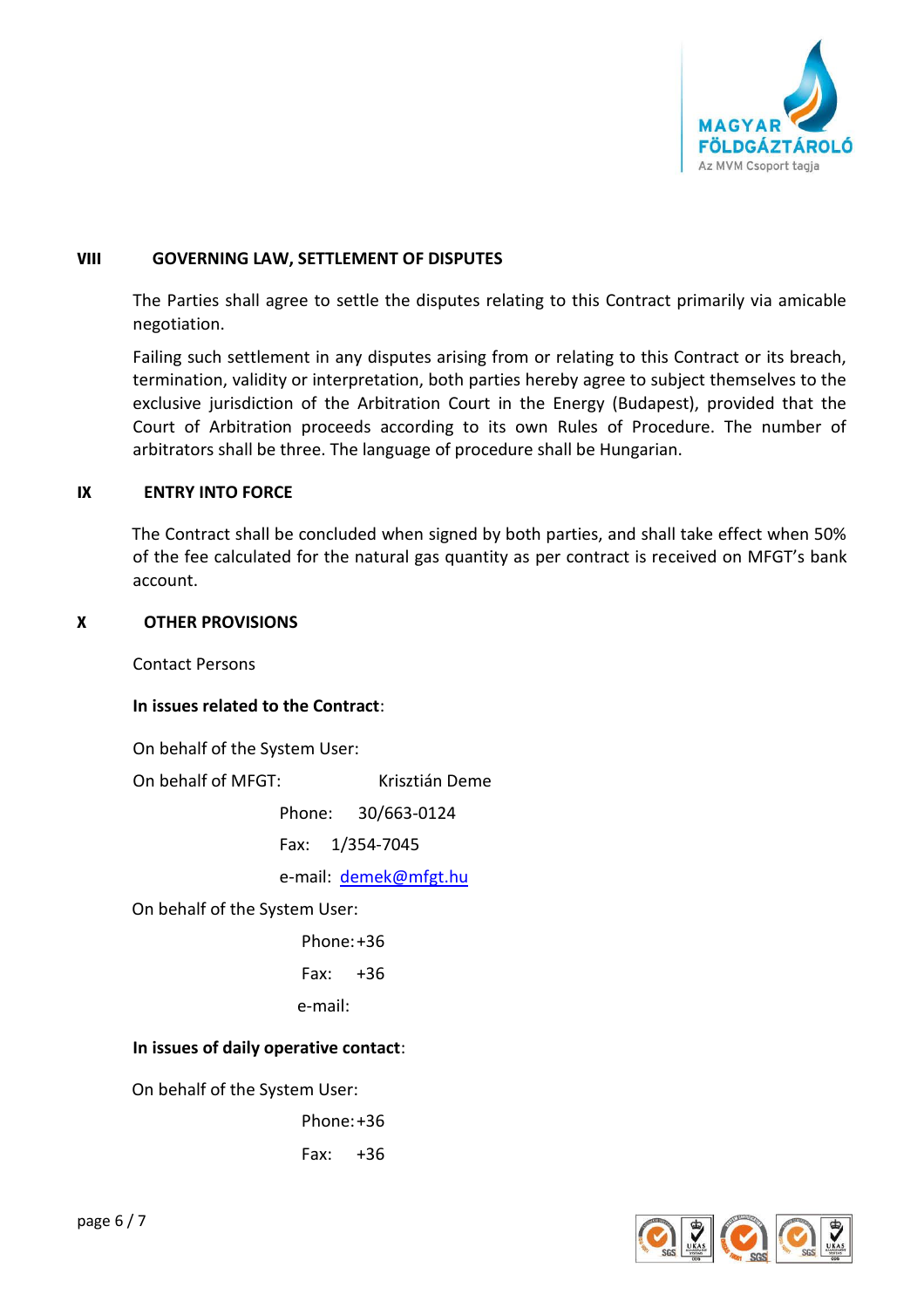## VIII GOVERNING LAW, SETTLEMENT OF DISPUTES

The Parties shall agree to settle the disputes relating to this Contract primarily via amicable negotiation.

Failing such settlement in any disputes arising from or relating to this Contract or its breach, termination, validity or interpretation, both parties hereby agree to subject themselves to the exclusive jurisdiction of the Arbitration Court in the Energy (Budapest), provided that the Court of Arbitration proceeds according to its own Rules of Procedure. The number of arbitrators shall be three. The language of procedure shall be Hungarian.

## IX ENTRY INTO FORCE

The Contract shall be concluded when signed by both parties, and shall take effect when 50% of the fee calculated for the natural gas quantity as per contract is received on MFGT's bank account.

## X OTHER PROVISIONS

Contact Persons

**In issues related to the Contract**:

On behalf of the System User:

On behalf of MFGT: Krisztián Deme

Phone: 30/663-0124

Fax: 1/354-7045

e-mail: demek@mfgt.hu

On behalf of the System User:

Phone: +36

Fax: +36

e-mail:

**In issues of daily operative contact**:

On behalf of the System User:

Phone: +36

Fax: +36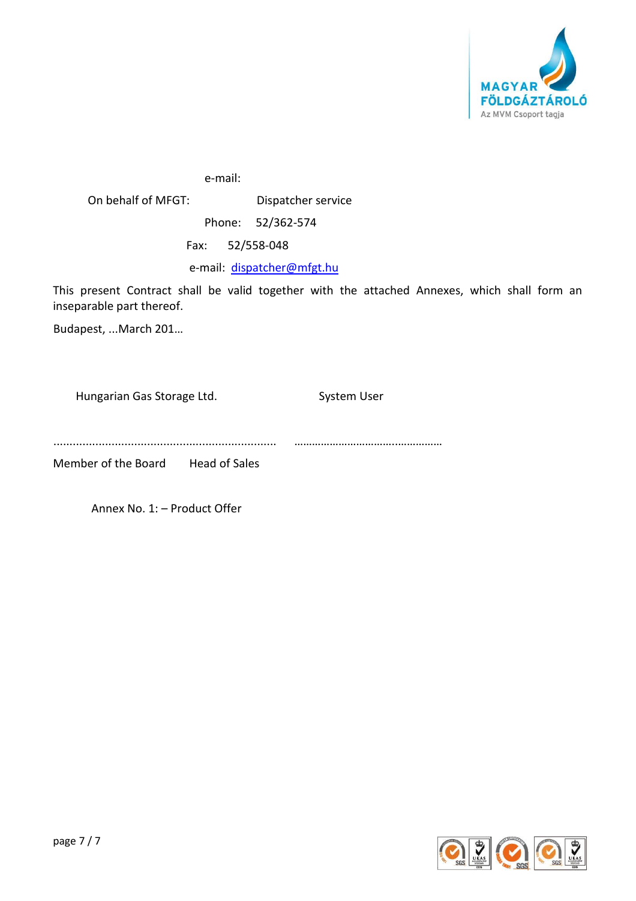e-mail:

On behalf of MFGT: Dispatcher service

Phone: 52/362-574

Fax: 52/558-048

e-mail: dispatcher@mfgt.hu

This present Contract shall be valid together with the attached Annexes, which shall form an inseparable part thereof.

Budapest, ...March 201…

| | |
|---|---|
| Hungarian Gas Storage Ltd. | System User |
| .................................................................... | …………………………………………… |
| Member of the Board Head of Sales | |

Annex No. 1: – Product Offer